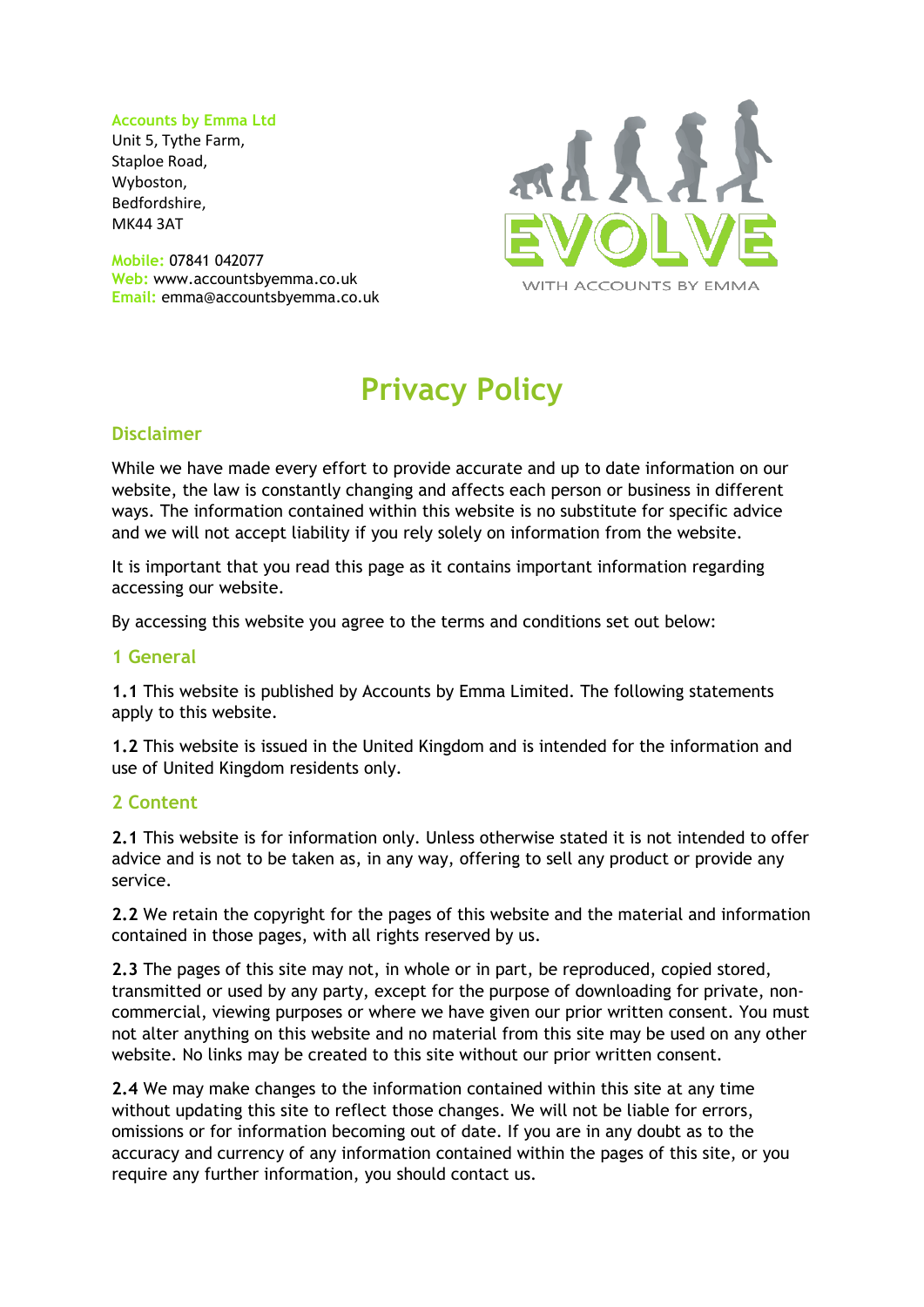**Accounts by Emma Ltd**
Unit 5, Tythe Farm,
Staploe Road,
Wyboston,
Bedfordshire,
MK44 3AT

**Mobile:** 07841 042077
**Web:** www.accountsbyemma.co.uk
**Email:** emma@accountsbyemma.co.uk

EVOLVE
WITH ACCOUNTS BY EMMA

# Privacy Policy

## Disclaimer

While we have made every effort to provide accurate and up to date information on our website, the law is constantly changing and affects each person or business in different ways. The information contained within this website is no substitute for specific advice and we will not accept liability if you rely solely on information from the website.

It is important that you read this page as it contains important information regarding accessing our website.

By accessing this website you agree to the terms and conditions set out below:

## 1 General

**1.1** This website is published by Accounts by Emma Limited. The following statements apply to this website.

**1.2** This website is issued in the United Kingdom and is intended for the information and use of United Kingdom residents only.

## 2 Content

**2.1** This website is for information only. Unless otherwise stated it is not intended to offer advice and is not to be taken as, in any way, offering to sell any product or provide any service.

**2.2** We retain the copyright for the pages of this website and the material and information contained in those pages, with all rights reserved by us.

**2.3** The pages of this site may not, in whole or in part, be reproduced, copied stored, transmitted or used by any party, except for the purpose of downloading for private, non-commercial, viewing purposes or where we have given our prior written consent. You must not alter anything on this website and no material from this site may be used on any other website. No links may be created to this site without our prior written consent.

**2.4** We may make changes to the information contained within this site at any time without updating this site to reflect those changes. We will not be liable for errors, omissions or for information becoming out of date. If you are in any doubt as to the accuracy and currency of any information contained within the pages of this site, or you require any further information, you should contact us.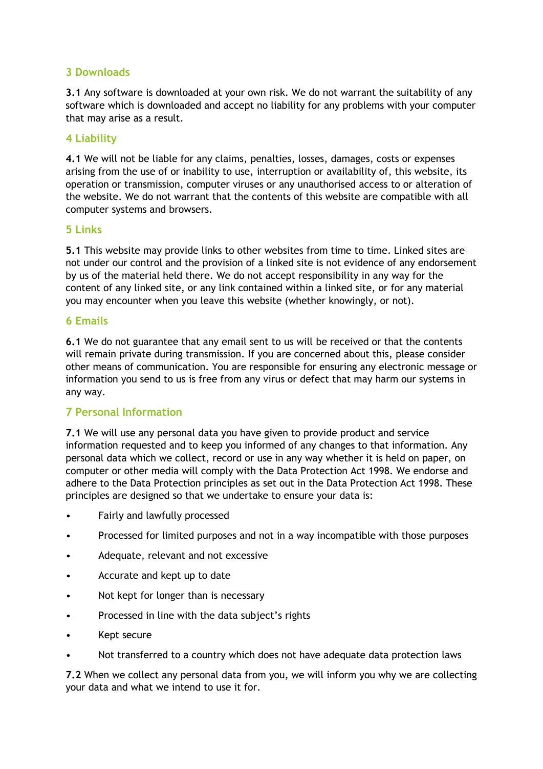## 3 Downloads

**3.1** Any software is downloaded at your own risk. We do not warrant the suitability of any software which is downloaded and accept no liability for any problems with your computer that may arise as a result.

## 4 Liability

**4.1** We will not be liable for any claims, penalties, losses, damages, costs or expenses arising from the use of or inability to use, interruption or availability of, this website, its operation or transmission, computer viruses or any unauthorised access to or alteration of the website. We do not warrant that the contents of this website are compatible with all computer systems and browsers.

## 5 Links

**5.1** This website may provide links to other websites from time to time. Linked sites are not under our control and the provision of a linked site is not evidence of any endorsement by us of the material held there. We do not accept responsibility in any way for the content of any linked site, or any link contained within a linked site, or for any material you may encounter when you leave this website (whether knowingly, or not).

## 6 Emails

**6.1** We do not guarantee that any email sent to us will be received or that the contents will remain private during transmission. If you are concerned about this, please consider other means of communication. You are responsible for ensuring any electronic message or information you send to us is free from any virus or defect that may harm our systems in any way.

## 7 Personal Information

**7.1** We will use any personal data you have given to provide product and service information requested and to keep you informed of any changes to that information. Any personal data which we collect, record or use in any way whether it is held on paper, on computer or other media will comply with the Data Protection Act 1998. We endorse and adhere to the Data Protection principles as set out in the Data Protection Act 1998. These principles are designed so that we undertake to ensure your data is:

- Fairly and lawfully processed
- Processed for limited purposes and not in a way incompatible with those purposes
- Adequate, relevant and not excessive
- Accurate and kept up to date
- Not kept for longer than is necessary
- Processed in line with the data subject's rights
- Kept secure
- Not transferred to a country which does not have adequate data protection laws

**7.2** When we collect any personal data from you, we will inform you why we are collecting your data and what we intend to use it for.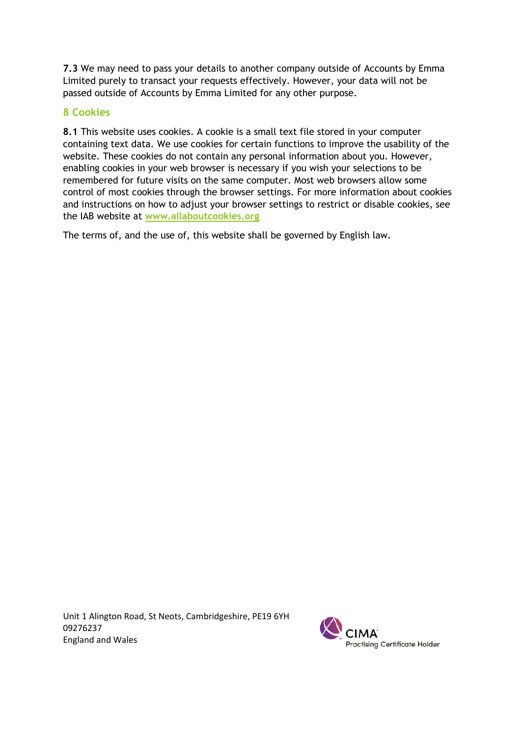**7.3** We may need to pass your details to another company outside of Accounts by Emma Limited purely to transact your requests effectively. However, your data will not be passed outside of Accounts by Emma Limited for any other purpose.

## 8 Cookies

**8.1** This website uses cookies. A cookie is a small text file stored in your computer containing text data. We use cookies for certain functions to improve the usability of the website. These cookies do not contain any personal information about you. However, enabling cookies in your web browser is necessary if you wish your selections to be remembered for future visits on the same computer. Most web browsers allow some control of most cookies through the browser settings. For more information about cookies and instructions on how to adjust your browser settings to restrict or disable cookies, see the IAB website at [www.allaboutcookies.org](http://www.allaboutcookies.org)

The terms of, and the use of, this website shall be governed by English law.

Unit 1 Alington Road, St Neots, Cambridgeshire, PE19 6YH
09276237
England and Wales

CIMA
Practising Certificate Holder